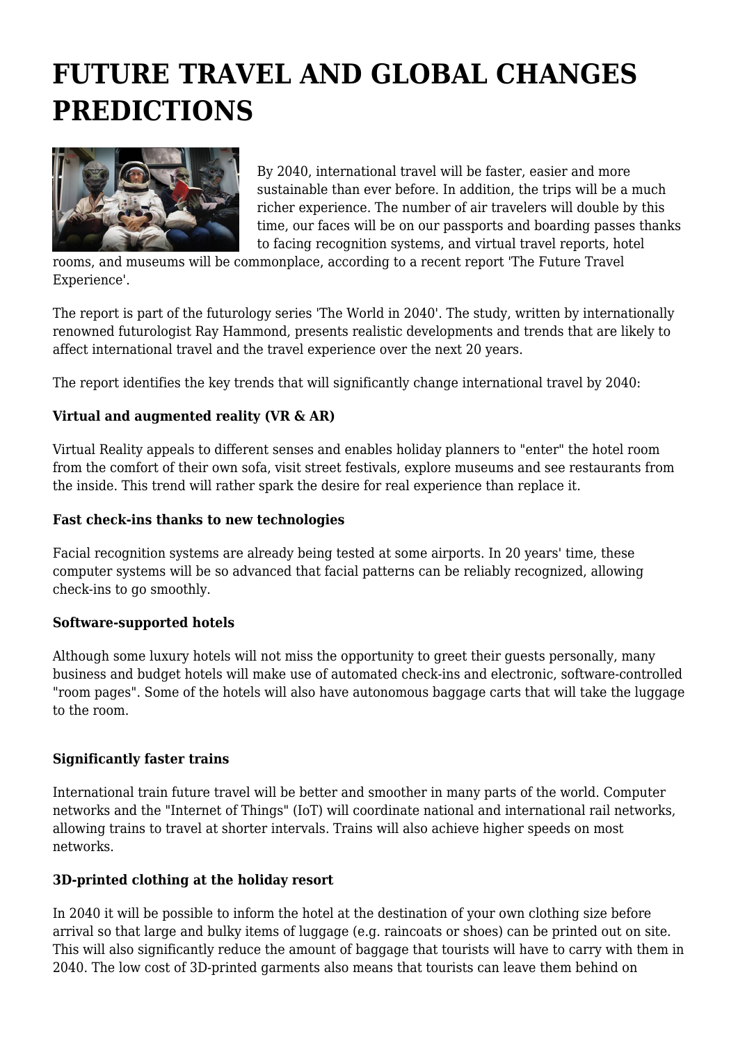# FUTURE TRAVEL AND GLOBAL CHANGES PREDICTIONS

By 2040, international travel will be faster, easier and more sustainable than ever before. In addition, the trips will be a much richer experience. The number of air travelers will double by this time, our faces will be on our passports and boarding passes thanks to facing recognition systems, and virtual travel reports, hotel rooms, and museums will be commonplace, according to a recent report 'The Future Travel Experience'.

The report is part of the futurology series 'The World in 2040'. The study, written by internationally renowned futurologist Ray Hammond, presents realistic developments and trends that are likely to affect international travel and the travel experience over the next 20 years.

The report identifies the key trends that will significantly change international travel by 2040:

**Virtual and augmented reality (VR & AR)**

Virtual Reality appeals to different senses and enables holiday planners to "enter" the hotel room from the comfort of their own sofa, visit street festivals, explore museums and see restaurants from the inside. This trend will rather spark the desire for real experience than replace it.

**Fast check-ins thanks to new technologies**

Facial recognition systems are already being tested at some airports. In 20 years' time, these computer systems will be so advanced that facial patterns can be reliably recognized, allowing check-ins to go smoothly.

**Software-supported hotels**

Although some luxury hotels will not miss the opportunity to greet their guests personally, many business and budget hotels will make use of automated check-ins and electronic, software-controlled "room pages". Some of the hotels will also have autonomous baggage carts that will take the luggage to the room.

**Significantly faster trains**

International train future travel will be better and smoother in many parts of the world. Computer networks and the "Internet of Things" (IoT) will coordinate national and international rail networks, allowing trains to travel at shorter intervals. Trains will also achieve higher speeds on most networks.

**3D-printed clothing at the holiday resort**

In 2040 it will be possible to inform the hotel at the destination of your own clothing size before arrival so that large and bulky items of luggage (e.g. raincoats or shoes) can be printed out on site. This will also significantly reduce the amount of baggage that tourists will have to carry with them in 2040. The low cost of 3D-printed garments also means that tourists can leave them behind on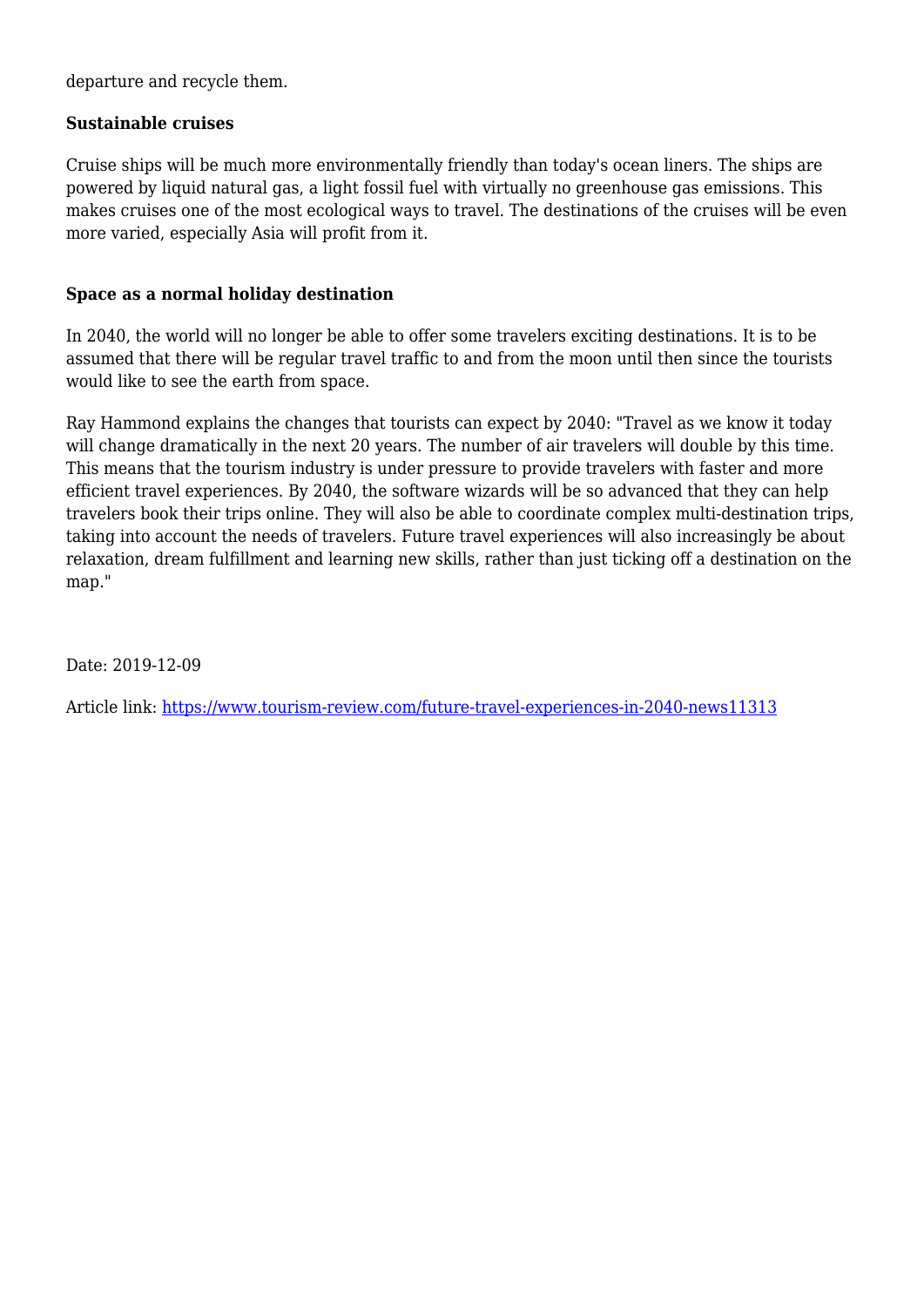departure and recycle them.

**Sustainable cruises**

Cruise ships will be much more environmentally friendly than today's ocean liners. The ships are powered by liquid natural gas, a light fossil fuel with virtually no greenhouse gas emissions. This makes cruises one of the most ecological ways to travel. The destinations of the cruises will be even more varied, especially Asia will profit from it.

**Space as a normal holiday destination**

In 2040, the world will no longer be able to offer some travelers exciting destinations. It is to be assumed that there will be regular travel traffic to and from the moon until then since the tourists would like to see the earth from space.

Ray Hammond explains the changes that tourists can expect by 2040: "Travel as we know it today will change dramatically in the next 20 years. The number of air travelers will double by this time. This means that the tourism industry is under pressure to provide travelers with faster and more efficient travel experiences. By 2040, the software wizards will be so advanced that they can help travelers book their trips online. They will also be able to coordinate complex multi-destination trips, taking into account the needs of travelers. Future travel experiences will also increasingly be about relaxation, dream fulfillment and learning new skills, rather than just ticking off a destination on the map."

Date: 2019-12-09

Article link: [https://www.tourism-review.com/future-travel-experiences-in-2040-news11313](https://www.tourism-review.com/future-travel-experiences-in-2040-news11313)